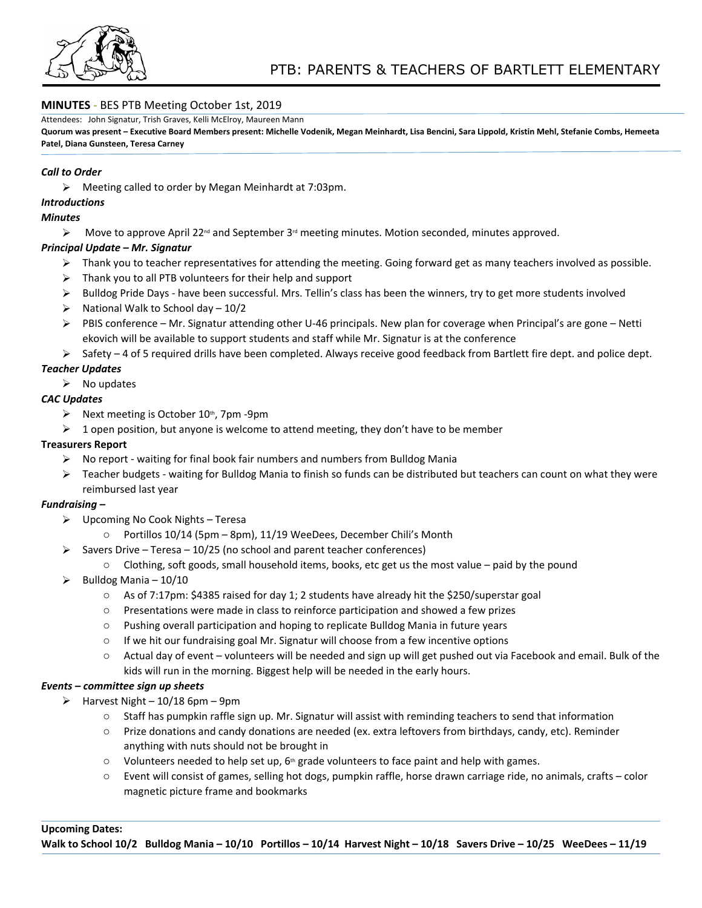# PTB: PARENTS & TEACHERS OF BARTLETT ELEMENTARY

## MINUTES - BES PTB Meeting October 1st, 2019

Attendees: John Signatur, Trish Graves, Kelli McElroy, Maureen Mann

**Quorum was present – Executive Board Members present: Michelle Vodenik, Megan Meinhardt, Lisa Bencini, Sara Lippold, Kristin Mehl, Stefanie Combs, Hemeeta Patel, Diana Gunsteen, Teresa Carney**

***Call to Order***

- Meeting called to order by Megan Meinhardt at 7:03pm.

***Introductions***

***Minutes***

- Move to approve April 22nd and September 3rd meeting minutes. Motion seconded, minutes approved.

***Principal Update – Mr. Signatur***

- Thank you to teacher representatives for attending the meeting. Going forward get as many teachers involved as possible.
- Thank you to all PTB volunteers for their help and support
- Bulldog Pride Days - have been successful. Mrs. Tellin's class has been the winners, try to get more students involved
- National Walk to School day – 10/2
- PBIS conference – Mr. Signatur attending other U-46 principals. New plan for coverage when Principal's are gone – Netti ekovich will be available to support students and staff while Mr. Signatur is at the conference
- Safety – 4 of 5 required drills have been completed. Always receive good feedback from Bartlett fire dept. and police dept.

***Teacher Updates***

- No updates

***CAC Updates***

- Next meeting is October 10th, 7pm -9pm
- 1 open position, but anyone is welcome to attend meeting, they don't have to be member

**Treasurers Report**

- No report - waiting for final book fair numbers and numbers from Bulldog Mania
- Teacher budgets - waiting for Bulldog Mania to finish so funds can be distributed but teachers can count on what they were reimbursed last year

***Fundraising –***

- Upcoming No Cook Nights – Teresa
  - Portillos 10/14 (5pm – 8pm), 11/19 WeeDees, December Chili's Month
- Savers Drive – Teresa – 10/25 (no school and parent teacher conferences)
  - Clothing, soft goods, small household items, books, etc get us the most value – paid by the pound
- Bulldog Mania – 10/10
  - As of 7:17pm: $4385 raised for day 1; 2 students have already hit the $250/superstar goal
  - Presentations were made in class to reinforce participation and showed a few prizes
  - Pushing overall participation and hoping to replicate Bulldog Mania in future years
  - If we hit our fundraising goal Mr. Signatur will choose from a few incentive options
  - Actual day of event – volunteers will be needed and sign up will get pushed out via Facebook and email. Bulk of the kids will run in the morning. Biggest help will be needed in the early hours.

***Events – committee sign up sheets***

- Harvest Night – 10/18 6pm – 9pm
  - Staff has pumpkin raffle sign up. Mr. Signatur will assist with reminding teachers to send that information
  - Prize donations and candy donations are needed (ex. extra leftovers from birthdays, candy, etc). Reminder anything with nuts should not be brought in
  - Volunteers needed to help set up, 6th grade volunteers to face paint and help with games.
  - Event will consist of games, selling hot dogs, pumpkin raffle, horse drawn carriage ride, no animals, crafts – color magnetic picture frame and bookmarks

**Upcoming Dates:**

**Walk to School 10/2 Bulldog Mania – 10/10 Portillos – 10/14 Harvest Night – 10/18 Savers Drive – 10/25 WeeDees – 11/19**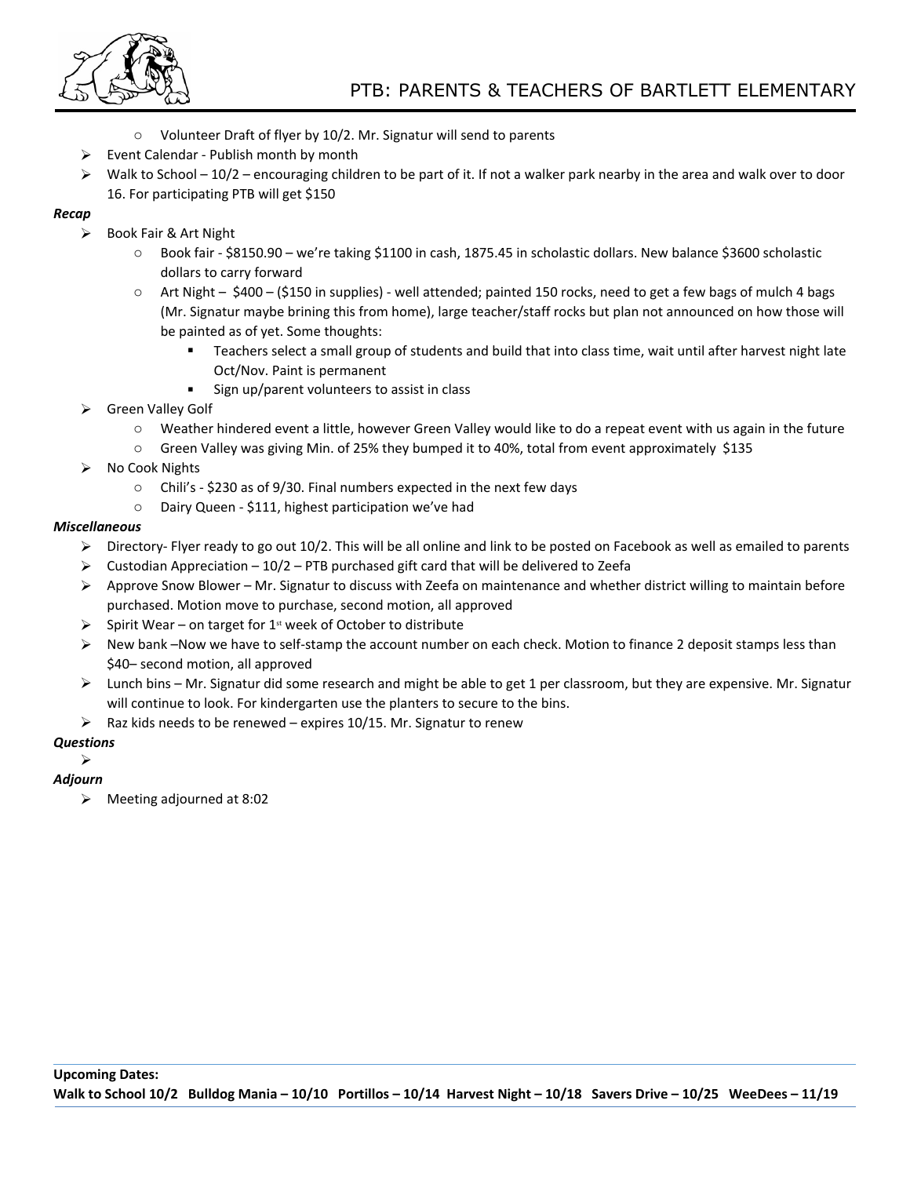- Volunteer Draft of flyer by 10/2. Mr. Signatur will send to parents
- Event Calendar - Publish month by month
- Walk to School – 10/2 – encouraging children to be part of it. If not a walker park nearby in the area and walk over to door 16. For participating PTB will get $150

***Recap***

- Book Fair & Art Night
    - Book fair - $8150.90 – we're taking $1100 in cash, 1875.45 in scholastic dollars. New balance $3600 scholastic dollars to carry forward
    - Art Night – $400 – ($150 in supplies) - well attended; painted 150 rocks, need to get a few bags of mulch 4 bags (Mr. Signatur maybe brining this from home), large teacher/staff rocks but plan not announced on how those will be painted as of yet. Some thoughts:
        - Teachers select a small group of students and build that into class time, wait until after harvest night late Oct/Nov. Paint is permanent
        - Sign up/parent volunteers to assist in class
- Green Valley Golf
    - Weather hindered event a little, however Green Valley would like to do a repeat event with us again in the future
    - Green Valley was giving Min. of 25% they bumped it to 40%, total from event approximately $135
- No Cook Nights
    - Chili's - $230 as of 9/30. Final numbers expected in the next few days
    - Dairy Queen - $111, highest participation we've had

***Miscellaneous***

- Directory- Flyer ready to go out 10/2. This will be all online and link to be posted on Facebook as well as emailed to parents
- Custodian Appreciation – 10/2 – PTB purchased gift card that will be delivered to Zeefa
- Approve Snow Blower – Mr. Signatur to discuss with Zeefa on maintenance and whether district willing to maintain before purchased. Motion move to purchase, second motion, all approved
- Spirit Wear – on target for 1st week of October to distribute
- New bank –Now we have to self-stamp the account number on each check. Motion to finance 2 deposit stamps less than $40– second motion, all approved
- Lunch bins – Mr. Signatur did some research and might be able to get 1 per classroom, but they are expensive. Mr. Signatur will continue to look. For kindergarten use the planters to secure to the bins.
- Raz kids needs to be renewed – expires 10/15. Mr. Signatur to renew

***Questions***

- 

***Adjourn***

- Meeting adjourned at 8:02

**Upcoming Dates:**
**Walk to School 10/2 Bulldog Mania – 10/10 Portillos – 10/14 Harvest Night – 10/18 Savers Drive – 10/25 WeeDees – 11/19**